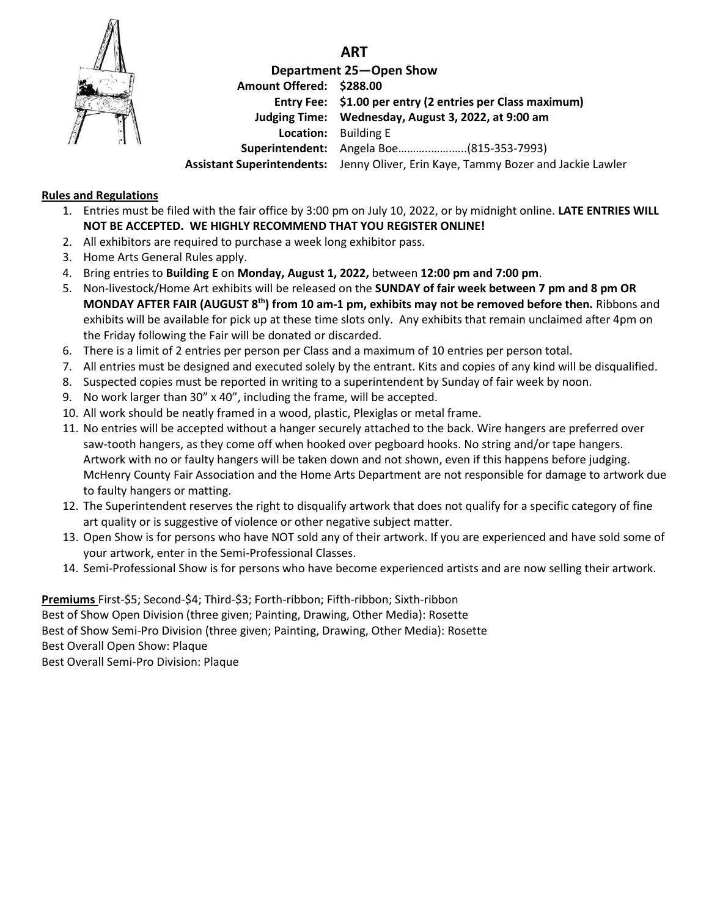# ART

## Department 25—Open Show

**Amount Offered:** **$288.00**
**Entry Fee:** **$1.00 per entry (2 entries per Class maximum)**
**Judging Time:** **Wednesday, August 3, 2022, at 9:00 am**
**Location:** Building E
**Superintendent:** Angela Boe……..………..(815-353-7993)
**Assistant Superintendents:** Jenny Oliver, Erin Kaye, Tammy Bozer and Jackie Lawler

**Rules and Regulations**

1. Entries must be filed with the fair office by 3:00 pm on July 10, 2022, or by midnight online. **LATE ENTRIES WILL NOT BE ACCEPTED. WE HIGHLY RECOMMEND THAT YOU REGISTER ONLINE!**
2. All exhibitors are required to purchase a week long exhibitor pass.
3. Home Arts General Rules apply.
4. Bring entries to **Building E** on **Monday, August 1, 2022,** between **12:00 pm and 7:00 pm**.
5. Non-livestock/Home Art exhibits will be released on the **SUNDAY of fair week between 7 pm and 8 pm OR MONDAY AFTER FAIR (AUGUST 8th) from 10 am-1 pm, exhibits may not be removed before then.** Ribbons and exhibits will be available for pick up at these time slots only. Any exhibits that remain unclaimed after 4pm on the Friday following the Fair will be donated or discarded.
6. There is a limit of 2 entries per person per Class and a maximum of 10 entries per person total.
7. All entries must be designed and executed solely by the entrant. Kits and copies of any kind will be disqualified.
8. Suspected copies must be reported in writing to a superintendent by Sunday of fair week by noon.
9. No work larger than 30" x 40", including the frame, will be accepted.
10. All work should be neatly framed in a wood, plastic, Plexiglas or metal frame.
11. No entries will be accepted without a hanger securely attached to the back. Wire hangers are preferred over saw-tooth hangers, as they come off when hooked over pegboard hooks. No string and/or tape hangers. Artwork with no or faulty hangers will be taken down and not shown, even if this happens before judging. McHenry County Fair Association and the Home Arts Department are not responsible for damage to artwork due to faulty hangers or matting.
12. The Superintendent reserves the right to disqualify artwork that does not qualify for a specific category of fine art quality or is suggestive of violence or other negative subject matter.
13. Open Show is for persons who have NOT sold any of their artwork. If you are experienced and have sold some of your artwork, enter in the Semi-Professional Classes.
14. Semi-Professional Show is for persons who have become experienced artists and are now selling their artwork.

**Premiums** First-$5; Second-$4; Third-$3; Forth-ribbon; Fifth-ribbon; Sixth-ribbon
Best of Show Open Division (three given; Painting, Drawing, Other Media): Rosette
Best of Show Semi-Pro Division (three given; Painting, Drawing, Other Media): Rosette
Best Overall Open Show: Plaque
Best Overall Semi-Pro Division: Plaque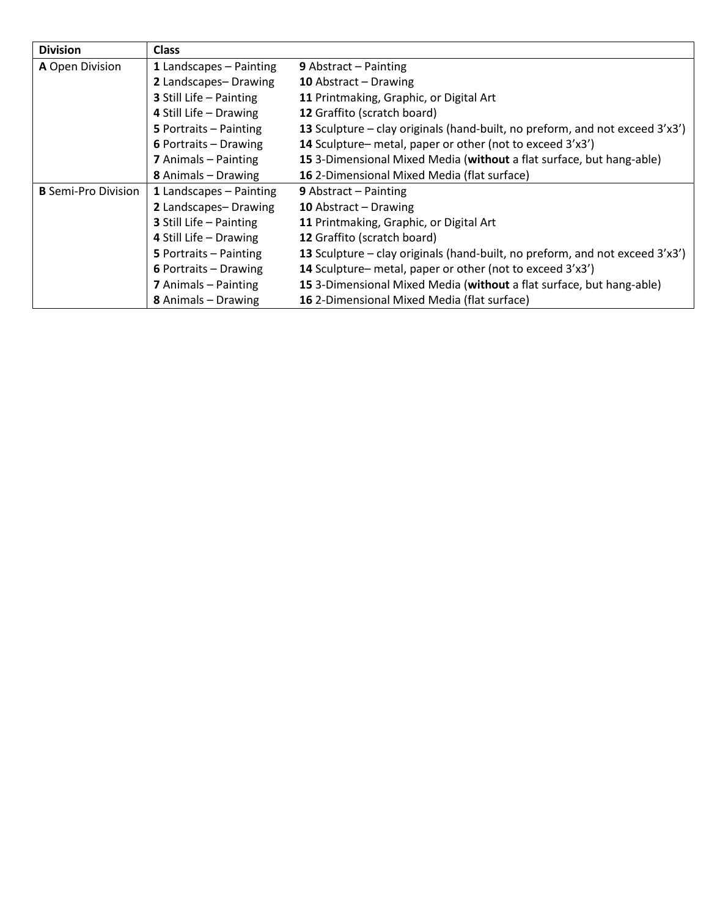| Division | Class | |
|---|---|---|
| **A** Open Division | **1** Landscapes – Painting | **9** Abstract – Painting |
| | **2** Landscapes– Drawing | **10** Abstract – Drawing |
| | **3** Still Life – Painting | **11** Printmaking, Graphic, or Digital Art |
| | **4** Still Life – Drawing | **12** Graffito (scratch board) |
| | **5** Portraits – Painting | **13** Sculpture – clay originals (hand-built, no preform, and not exceed 3'x3') |
| | **6** Portraits – Drawing | **14** Sculpture– metal, paper or other (not to exceed 3'x3') |
| | **7** Animals – Painting | **15** 3-Dimensional Mixed Media (**without** a flat surface, but hang-able) |
| | **8** Animals – Drawing | **16** 2-Dimensional Mixed Media (flat surface) |
| **B** Semi-Pro Division | **1** Landscapes – Painting | **9** Abstract – Painting |
| | **2** Landscapes– Drawing | **10** Abstract – Drawing |
| | **3** Still Life – Painting | **11** Printmaking, Graphic, or Digital Art |
| | **4** Still Life – Drawing | **12** Graffito (scratch board) |
| | **5** Portraits – Painting | **13** Sculpture – clay originals (hand-built, no preform, and not exceed 3'x3') |
| | **6** Portraits – Drawing | **14** Sculpture– metal, paper or other (not to exceed 3'x3') |
| | **7** Animals – Painting | **15** 3-Dimensional Mixed Media (**without** a flat surface, but hang-able) |
| | **8** Animals – Drawing | **16** 2-Dimensional Mixed Media (flat surface) |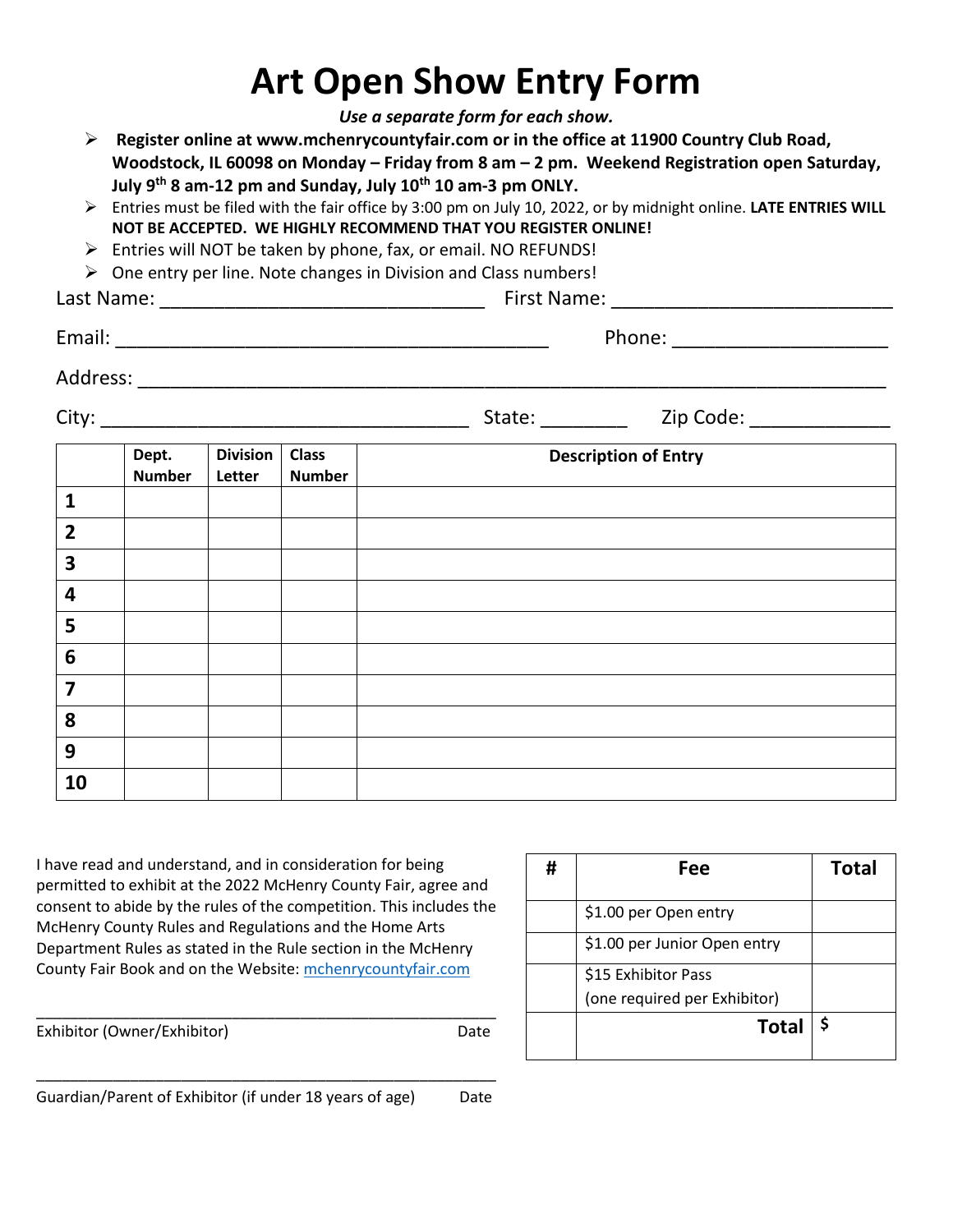# Art Open Show Entry Form

*Use a separate form for each show.*

- **Register online at www.mchenrycountyfair.com or in the office at 11900 Country Club Road, Woodstock, IL 60098 on Monday – Friday from 8 am – 2 pm. Weekend Registration open Saturday, July 9th 8 am-12 pm and Sunday, July 10th 10 am-3 pm ONLY.**
- Entries must be filed with the fair office by 3:00 pm on July 10, 2022, or by midnight online. **LATE ENTRIES WILL NOT BE ACCEPTED. WE HIGHLY RECOMMEND THAT YOU REGISTER ONLINE!**
- Entries will NOT be taken by phone, fax, or email. NO REFUNDS!
- One entry per line. Note changes in Division and Class numbers!

Last Name: ______________________________ First Name: __________________________

Email: ________________________________________ Phone: ____________________

Address: ______________________________________________________________________

City: __________________________________ State: ________ Zip Code: _____________

| | Dept. Number | Division Letter | Class Number | Description of Entry |
|---|---|---|---|---|
| **1** | | | | |
| **2** | | | | |
| **3** | | | | |
| **4** | | | | |
| **5** | | | | |
| **6** | | | | |
| **7** | | | | |
| **8** | | | | |
| **9** | | | | |
| **10** | | | | |

I have read and understand, and in consideration for being permitted to exhibit at the 2022 McHenry County Fair, agree and consent to abide by the rules of the competition. This includes the McHenry County Rules and Regulations and the Home Arts Department Rules as stated in the Rule section in the McHenry County Fair Book and on the Website: mchenrycountyfair.com

_____________________________________________________

Exhibitor (Owner/Exhibitor) Date

_____________________________________________________

Guardian/Parent of Exhibitor (if under 18 years of age) Date

| # | Fee | Total |
|---|---|---|
| | $1.00 per Open entry | |
| | $1.00 per Junior Open entry | |
| | $15 Exhibitor Pass (one required per Exhibitor) | |
| | **Total** | $ |